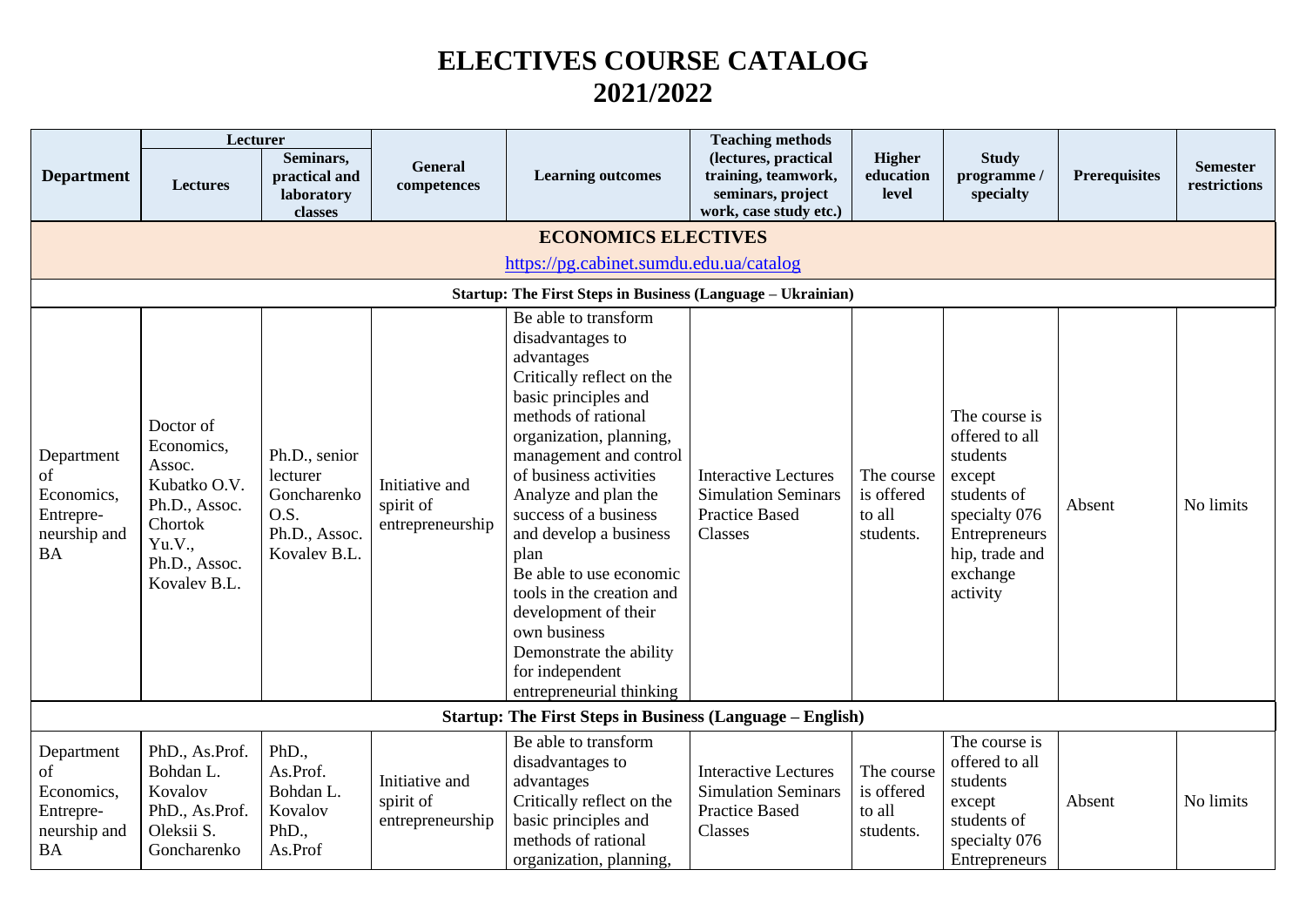# ELECTIVES COURSE CATALOG
# 2021/2022

| Department | Lecturer | | General competences | Learning outcomes | Teaching methods (lectures, practical training, teamwork, seminars, project work, case study etc.) | Higher education level | Study programme / specialty | Prerequisites | Semester restrictions |
|---|---|---|---|---|---|---|---|---|---|
| | Lectures | Seminars, practical and laboratory classes | | | | | | | |
| **ECONOMICS ELECTIVES** https://pg.cabinet.sumdu.edu.ua/catalog | | | | | | | | | |
| **Startup: The First Steps in Business (Language – Ukrainian)** | | | | | | | | | |
| Department of Economics, Entrepre-neurship and BA | Doctor of Economics, Assoc. Kubatko O.V. Ph.D., Assoc. Chortok Yu.V., Ph.D., Assoc. Kovalev B.L. | Ph.D., senior lecturer Goncharenko O.S. Ph.D., Assoc. Kovalev B.L. | Initiative and spirit of entrepreneurship | Be able to transform disadvantages to advantages<br>Critically reflect on the basic principles and methods of rational organization, planning, management and control of business activities<br>Analyze and plan the success of a business and develop a business plan<br>Be able to use economic tools in the creation and development of their own business<br>Demonstrate the ability for independent entrepreneurial thinking | Interactive Lectures<br>Simulation Seminars<br>Practice Based Classes | The course is offered to all students. | The course is offered to all students except students of specialty 076 Entrepreneurs hip, trade and exchange activity | Absent | No limits |
| **Startup: The First Steps in Business (Language – English)** | | | | | | | | | |
| Department of Economics, Entrepre-neurship and BA | PhD., As.Prof. Bohdan L. Kovalov PhD., As.Prof. Oleksii S. Goncharenko | PhD., As.Prof. Bohdan L. Kovalov PhD., As.Prof | Initiative and spirit of entrepreneurship | Be able to transform disadvantages to advantages<br>Critically reflect on the basic principles and methods of rational organization, planning, | Interactive Lectures<br>Simulation Seminars<br>Practice Based Classes | The course is offered to all students. | The course is offered to all students except students of specialty 076 Entrepreneurs | Absent | No limits |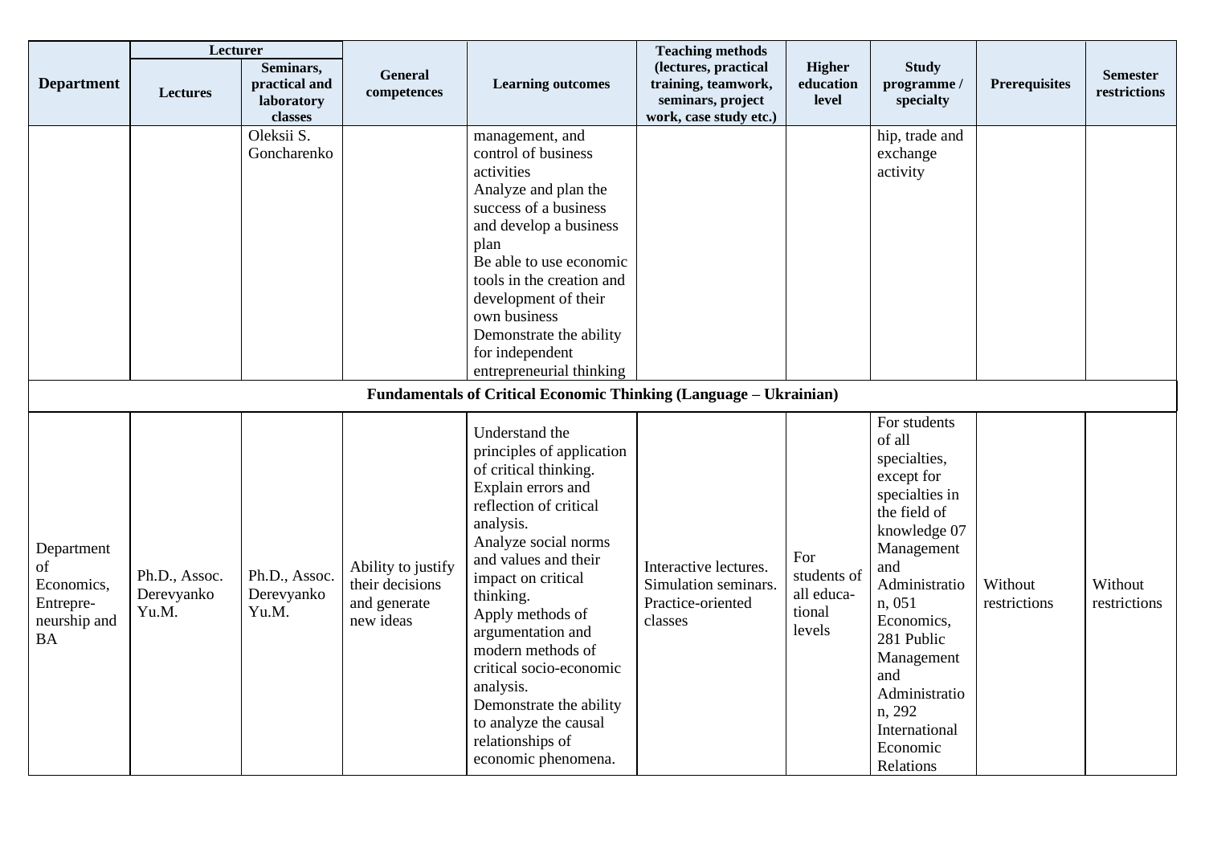| Department | Lecturer | | General competences | Learning outcomes | Teaching methods (lectures, practical training, teamwork, seminars, project work, case study etc.) | Higher education level | Study programme / specialty | Prerequisites | Semester restrictions |
|---|---|---|---|---|---|---|---|---|---|
| | Lectures | Seminars, practical and laboratory classes | | | | | | | |
| | | Oleksii S. Goncharenko | | management, and control of business activities<br>Analyze and plan the success of a business and develop a business plan<br>Be able to use economic tools in the creation and development of their own business<br>Demonstrate the ability for independent entrepreneurial thinking | | | hip, trade and exchange activity | | |
| **Fundamentals of Critical Economic Thinking (Language – Ukrainian)** | | | | | | | | | |
| Department of Economics, Entrepre-neurship and BA | Ph.D., Assoc. Derevyanko Yu.M. | Ph.D., Assoc. Derevyanko Yu.M. | Ability to justify their decisions and generate new ideas | Understand the principles of application of critical thinking.<br>Explain errors and reflection of critical analysis.<br>Analyze social norms and values and their impact on critical thinking.<br>Apply methods of argumentation and modern methods of critical socio-economic analysis.<br>Demonstrate the ability to analyze the causal relationships of economic phenomena. | Interactive lectures. Simulation seminars. Practice-oriented classes | For students of all educa-tional levels | For students of all specialties, except for specialties in the field of knowledge 07 Management and Administration, 051 Economics, 281 Public Management and Administration, 292 International Economic Relations | Without restrictions | Without restrictions |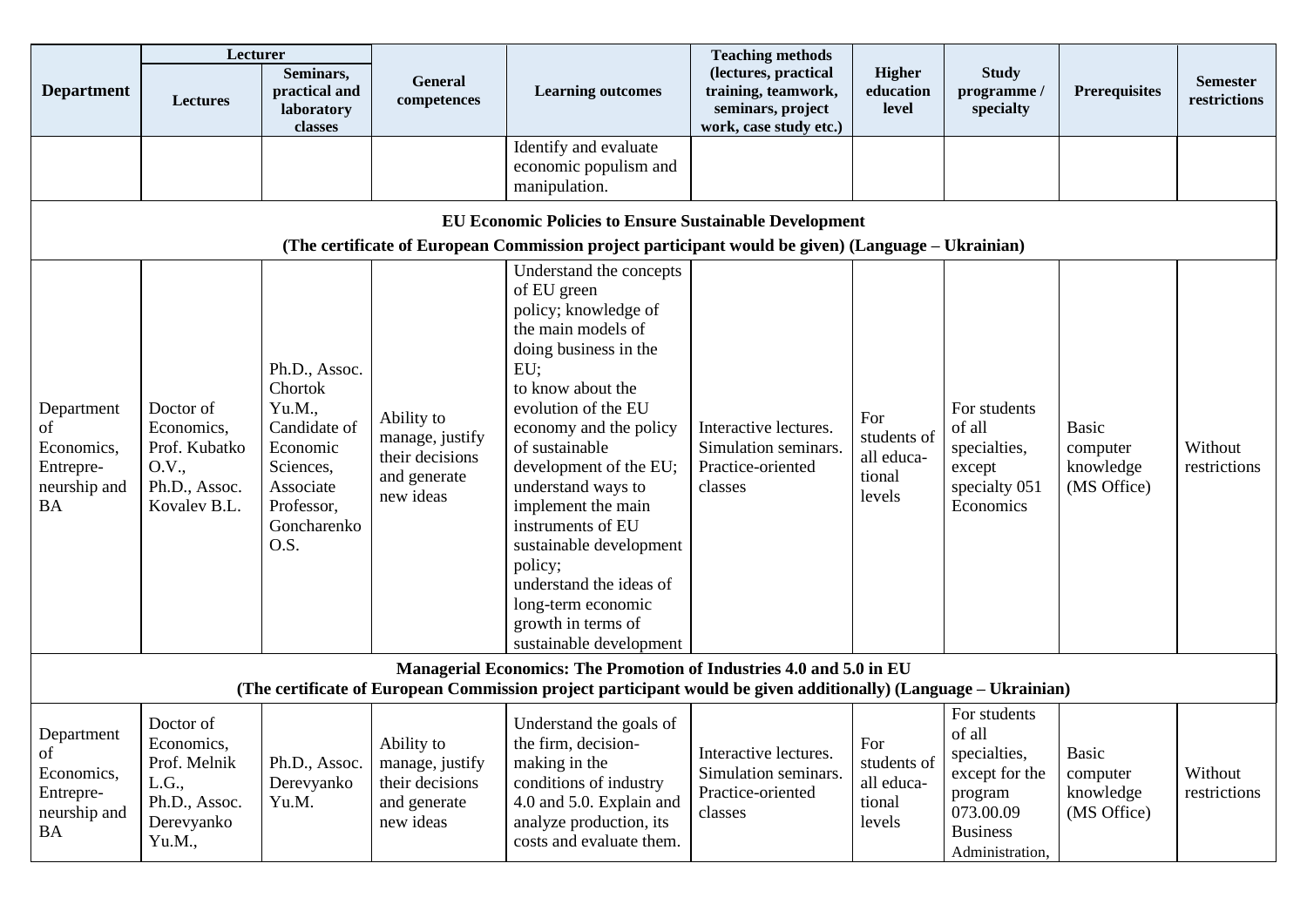| Department | Lecturer | | General competences | Learning outcomes | Teaching methods (lectures, practical training, teamwork, seminars, project work, case study etc.) | Higher education level | Study programme / specialty | Prerequisites | Semester restrictions |
|---|---|---|---|---|---|---|---|---|---|
| | Lectures | Seminars, practical and laboratory classes | | | | | | | |
| | | | | Identify and evaluate economic populism and manipulation. | | | | | |
| **EU Economic Policies to Ensure Sustainable Development (The certificate of European Commission project participant would be given) (Language – Ukrainian)** | | | | | | | | | |
| Department of Economics, Entrepre-neurship and BA | Doctor of Economics, Prof. Kubatko O.V., Ph.D., Assoc. Kovalev B.L. | Ph.D., Assoc. Chortok Yu.M., Candidate of Economic Sciences, Associate Professor, Goncharenko O.S. | Ability to manage, justify their decisions and generate new ideas | Understand the concepts of EU green policy; knowledge of the main models of doing business in the EU; to know about the evolution of the EU economy and the policy of sustainable development of the EU; understand ways to implement the main instruments of EU sustainable development policy; understand the ideas of long-term economic growth in terms of sustainable development | Interactive lectures. Simulation seminars. Practice-oriented classes | For students of all educa-tional levels | For students of all specialties, except specialty 051 Economics | Basic computer knowledge (MS Office) | Without restrictions |
| **Managerial Economics: The Promotion of Industries 4.0 and 5.0 in EU (The certificate of European Commission project participant would be given additionally) (Language – Ukrainian)** | | | | | | | | | |
| Department of Economics, Entrepre-neurship and BA | Doctor of Economics, Prof. Melnik L.G., Ph.D., Assoc. Derevyanko Yu.M., | Ph.D., Assoc. Derevyanko Yu.M. | Ability to manage, justify their decisions and generate new ideas | Understand the goals of the firm, decision-making in the conditions of industry 4.0 and 5.0. Explain and analyze production, its costs and evaluate them. | Interactive lectures. Simulation seminars. Practice-oriented classes | For students of all educa-tional levels | For students of all specialties, except for the program 073.00.09 Business Administration, | Basic computer knowledge (MS Office) | Without restrictions |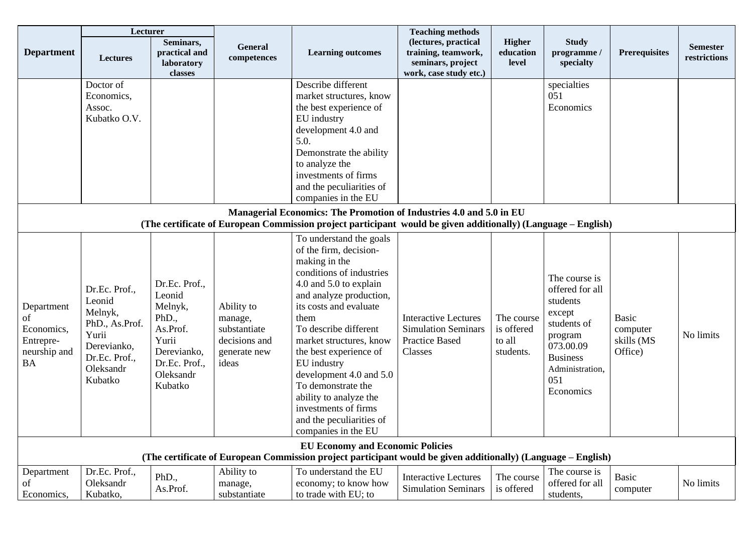| Department | Lecturer | | General competences | Learning outcomes | Teaching methods (lectures, practical training, teamwork, seminars, project work, case study etc.) | Higher education level | Study programme / specialty | Prerequisites | Semester restrictions |
|---|---|---|---|---|---|---|---|---|---|
| | Lectures | Seminars, practical and laboratory classes | | | | | | | |
| | Doctor of Economics, Assoc. Kubatko O.V. | | | Describe different market structures, know the best experience of EU industry development 4.0 and 5.0. Demonstrate the ability to analyze the investments of firms and the peculiarities of companies in the EU | | | specialties 051 Economics | | |
| **Managerial Economics: The Promotion of Industries 4.0 and 5.0 in EU (The certificate of European Commission project participant would be given additionally) (Language – English)** | | | | | | | | | |
| Department of Economics, Entrepre-neurship and BA | Dr.Ec. Prof., Leonid Melnyk, PhD., As.Prof. Yurii Derevianko, Dr.Ec. Prof., Oleksandr Kubatko | Dr.Ec. Prof., Leonid Melnyk, PhD., As.Prof. Yurii Derevianko, Dr.Ec. Prof., Oleksandr Kubatko | Ability to manage, substantiate decisions and generate new ideas | To understand the goals of the firm, decision-making in the conditions of industries 4.0 and 5.0 to explain and analyze production, its costs and evaluate them To describe different market structures, know the best experience of EU industry development 4.0 and 5.0 To demonstrate the ability to analyze the investments of firms and the peculiarities of companies in the EU | Interactive Lectures Simulation Seminars Practice Based Classes | The course is offered to all students. | The course is offered for all students except students of program 073.00.09 Business Administration, 051 Economics | Basic computer skills (MS Office) | No limits |
| **EU Economy and Economic Policies (The certificate of European Commission project participant would be given additionally) (Language – English)** | | | | | | | | | |
| Department of Economics, | Dr.Ec. Prof., Oleksandr Kubatko, | PhD., As.Prof. | Ability to manage, substantiate | To understand the EU economy; to know how to trade with EU; to | Interactive Lectures Simulation Seminars | The course is offered | The course is offered for all students, | Basic computer | No limits |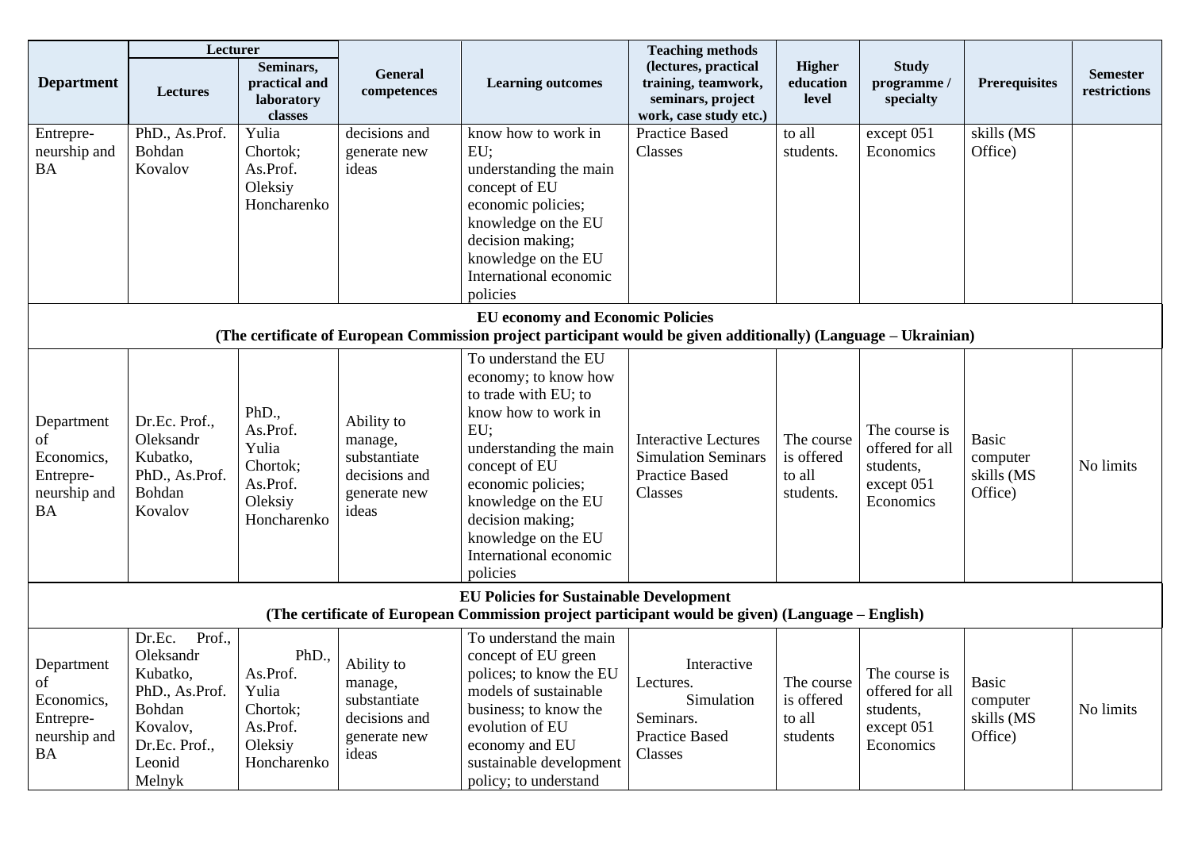| Department | Lecturer | | General competences | Learning outcomes | Teaching methods (lectures, practical training, teamwork, seminars, project work, case study etc.) | Higher education level | Study programme / specialty | Prerequisites | Semester restrictions |
|---|---|---|---|---|---|---|---|---|---|
| | Lectures | Seminars, practical and laboratory classes | | | | | | | |
| Entrepre-neurship and BA | PhD., As.Prof. Bohdan Kovalov | Yulia Chortok; As.Prof. Oleksiy Honcharenko | decisions and generate new ideas | know how to work in EU; understanding the main concept of EU economic policies; knowledge on the EU decision making; knowledge on the EU International economic policies | Practice Based Classes | to all students. | except 051 Economics | skills (MS Office) | |
| **EU economy and Economic Policies (The certificate of European Commission project participant would be given additionally) (Language – Ukrainian)** | | | | | | | | | |
| Department of Economics, Entrepre-neurship and BA | Dr.Ec. Prof., Oleksandr Kubatko, PhD., As.Prof. Bohdan Kovalov | PhD., As.Prof. Yulia Chortok; As.Prof. Oleksiy Honcharenko | Ability to manage, substantiate decisions and generate new ideas | To understand the EU economy; to know how to trade with EU; to know how to work in EU; understanding the main concept of EU economic policies; knowledge on the EU decision making; knowledge on the EU International economic policies | Interactive Lectures Simulation Seminars Practice Based Classes | The course is offered to all students. | The course is offered for all students, except 051 Economics | Basic computer skills (MS Office) | No limits |
| **EU Policies for Sustainable Development (The certificate of European Commission project participant would be given) (Language – English)** | | | | | | | | | |
| Department of Economics, Entrepre-neurship and BA | Dr.Ec. Prof., Oleksandr Kubatko, PhD., As.Prof. Bohdan Kovalov, Dr.Ec. Prof., Leonid Melnyk | PhD., As.Prof. Yulia Chortok; As.Prof. Oleksiy Honcharenko | Ability to manage, substantiate decisions and generate new ideas | To understand the main concept of EU green polices; to know the EU models of sustainable business; to know the evolution of EU economy and EU sustainable development policy; to understand | Interactive Lectures. Simulation Seminars. Practice Based Classes | The course is offered to all students | The course is offered for all students, except 051 Economics | Basic computer skills (MS Office) | No limits |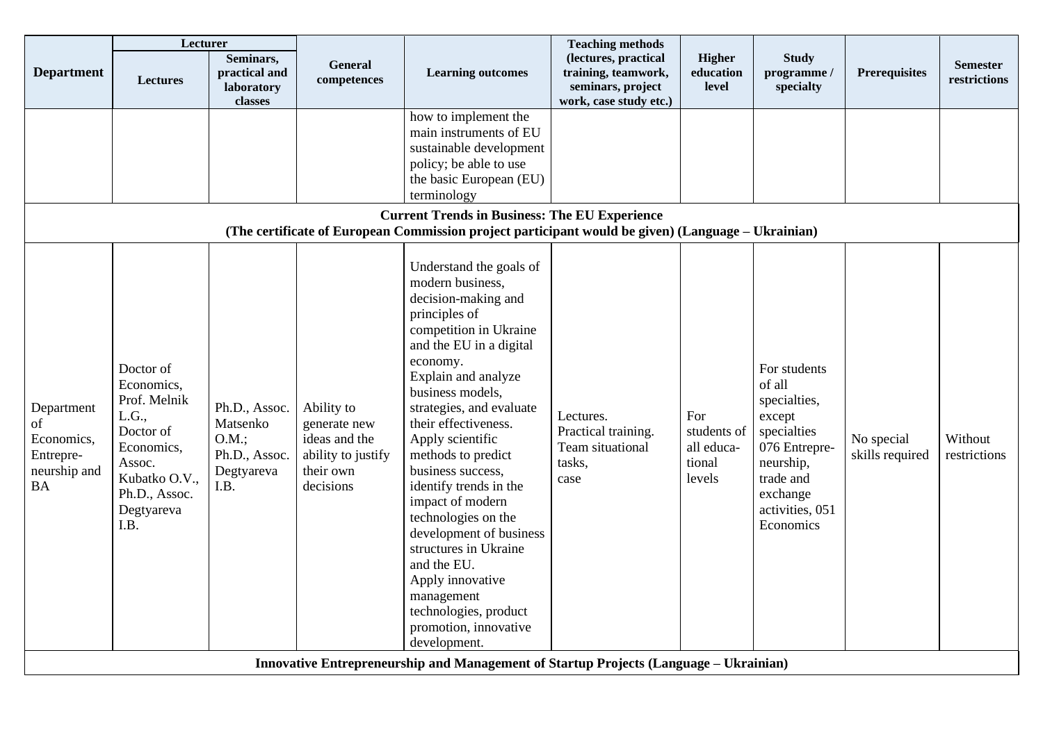| Department | Lecturer | | General competences | Learning outcomes | Teaching methods (lectures, practical training, teamwork, seminars, project work, case study etc.) | Higher education level | Study programme / specialty | Prerequisites | Semester restrictions |
|---|---|---|---|---|---|---|---|---|---|
| | Lectures | Seminars, practical and laboratory classes | | | | | | | |
| | | | | how to implement the main instruments of EU sustainable development policy; be able to use the basic European (EU) terminology | | | | | |
| **Current Trends in Business: The EU Experience (The certificate of European Commission project participant would be given) (Language – Ukrainian)** | | | | | | | | | |
| Department of Economics, Entrepre-neurship and BA | Doctor of Economics, Prof. Melnik L.G., Doctor of Economics, Assoc. Kubatko O.V., Ph.D., Assoc. Degtyareva I.B. | Ph.D., Assoc. Matsenko O.M.; Ph.D., Assoc. Degtyareva I.B. | Ability to generate new ideas and the ability to justify their own decisions | Understand the goals of modern business, decision-making and principles of competition in Ukraine and the EU in a digital economy. Explain and analyze business models, strategies, and evaluate their effectiveness. Apply scientific methods to predict business success, identify trends in the impact of modern technologies on the development of business structures in Ukraine and the EU. Apply innovative management technologies, product promotion, innovative development. | Lectures. Practical training. Team situational tasks, case | For students of all educa-tional levels | For students of all specialties, except specialties 076 Entrepre-neurship, trade and exchange activities, 051 Economics | No special skills required | Without restrictions |
| **Innovative Entrepreneurship and Management of Startup Projects (Language – Ukrainian)** | | | | | | | | | |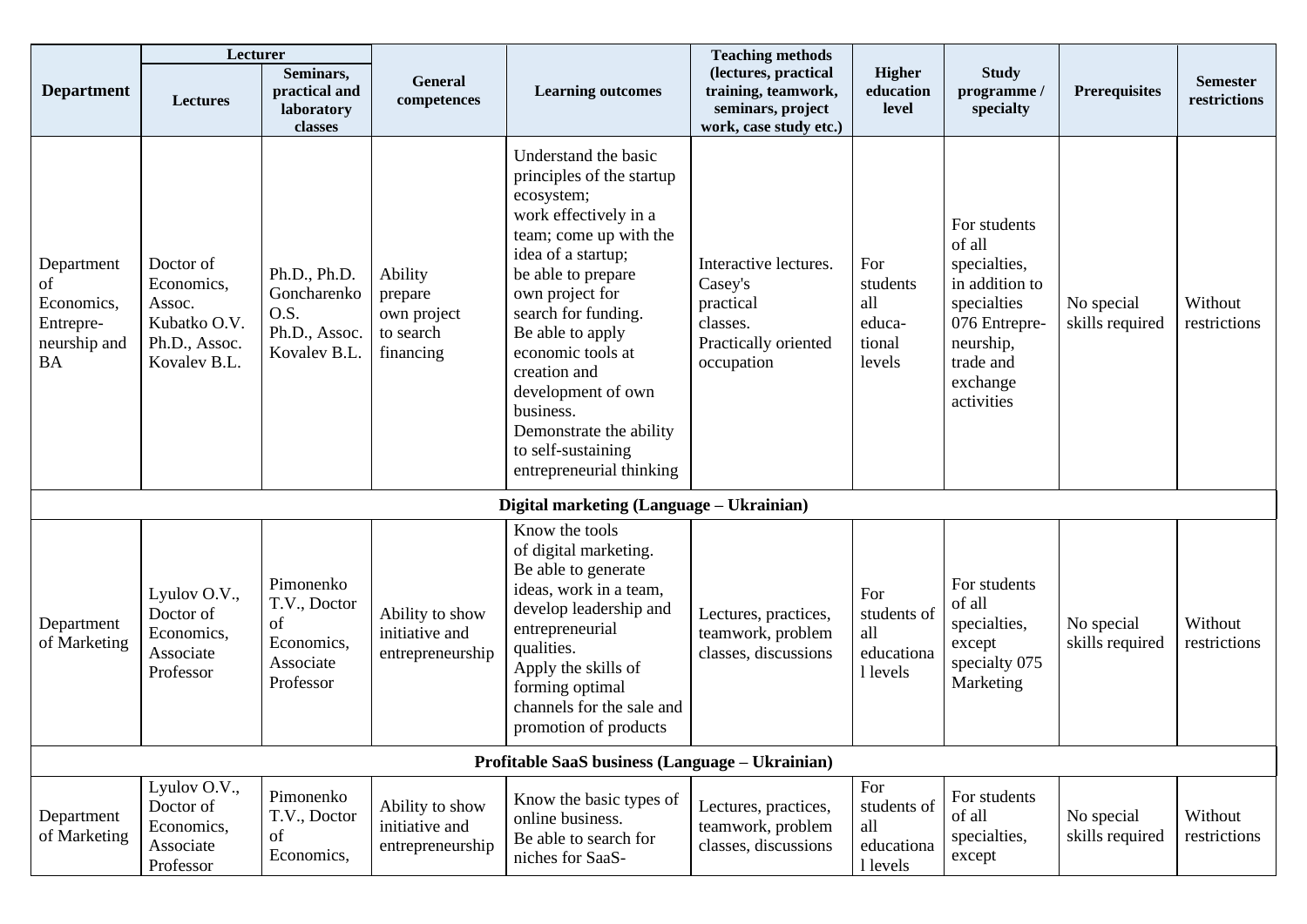| Department | Lecturer | | General competences | Learning outcomes | Teaching methods (lectures, practical training, teamwork, seminars, project work, case study etc.) | Higher education level | Study programme / specialty | Prerequisites | Semester restrictions |
|---|---|---|---|---|---|---|---|---|---|
| | Lectures | Seminars, practical and laboratory classes | | | | | | | |
| Department of Economics, Entrepre-neurship and BA | Doctor of Economics, Assoc. Kubatko O.V. Ph.D., Assoc. Kovalev B.L. | Ph.D., Ph.D. Goncharenko O.S. Ph.D., Assoc. Kovalev B.L. | Ability prepare own project to search financing | Understand the basic principles of the startup ecosystem; work effectively in a team; come up with the idea of a startup; be able to prepare own project for search for funding. Be able to apply economic tools at creation and development of own business. Demonstrate the ability to self-sustaining entrepreneurial thinking | Interactive lectures. Casey's practical classes. Practically oriented occupation | For students all educa-tional levels | For students of all specialties, in addition to specialties 076 Entrepre-neurship, trade and exchange activities | No special skills required | Without restrictions |
| **Digital marketing (Language – Ukrainian)** | | | | | | | | | |
| Department of Marketing | Lyulov O.V., Doctor of Economics, Associate Professor | Pimonenko T.V., Doctor of Economics, Associate Professor | Ability to show initiative and entrepreneurship | Know the tools of digital marketing. Be able to generate ideas, work in a team, develop leadership and entrepreneurial qualities. Apply the skills of forming optimal channels for the sale and promotion of products | Lectures, practices, teamwork, problem classes, discussions | For students of all educational levels | For students of all specialties, except specialty 075 Marketing | No special skills required | Without restrictions |
| **Profitable SaaS business (Language – Ukrainian)** | | | | | | | | | |
| Department of Marketing | Lyulov O.V., Doctor of Economics, Associate Professor | Pimonenko T.V., Doctor of Economics, | Ability to show initiative and entrepreneurship | Know the basic types of online business. Be able to search for niches for SaaS- | Lectures, practices, teamwork, problem classes, discussions | For students of all educational levels | For students of all specialties, except | No special skills required | Without restrictions |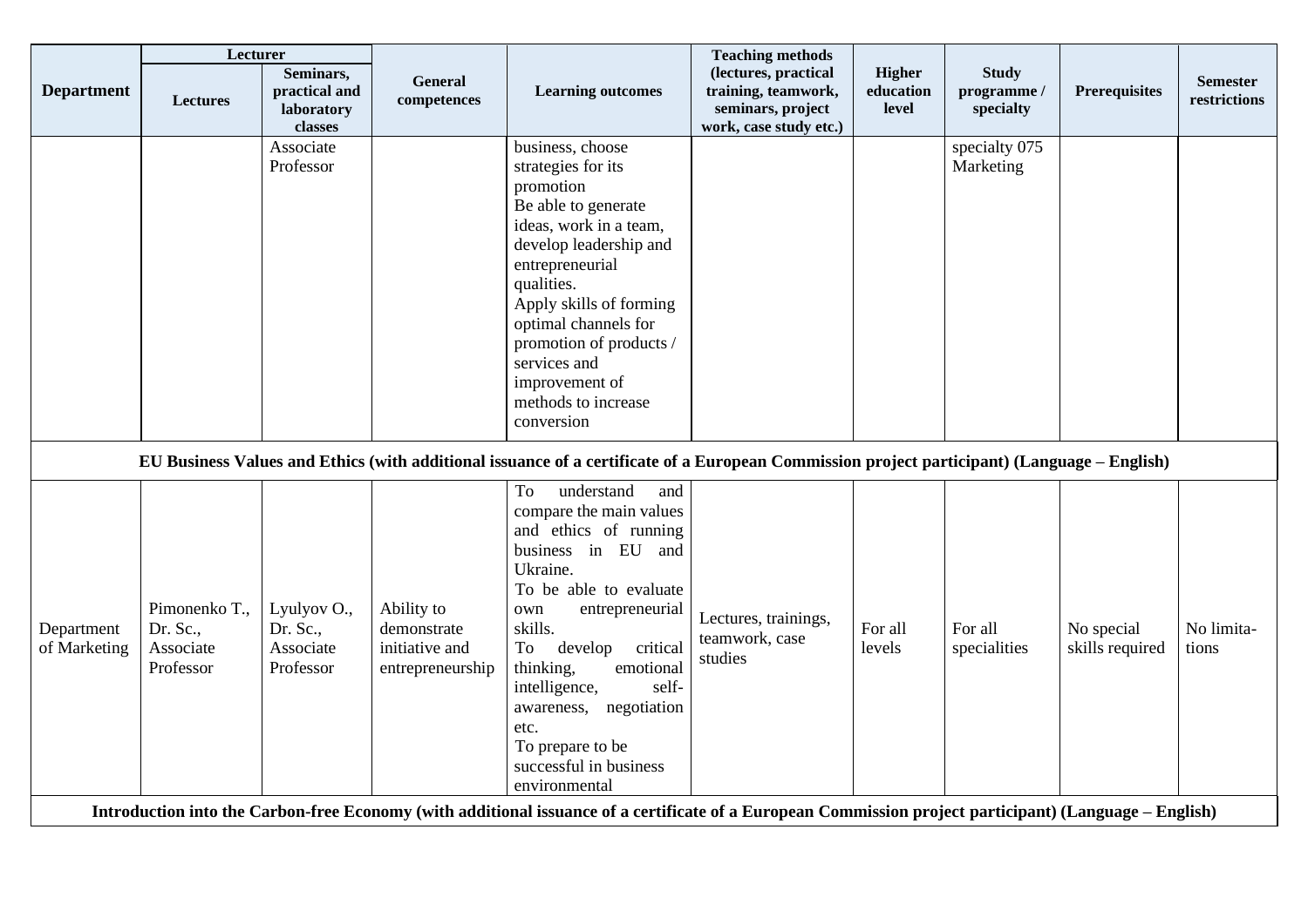| Department | Lecturer | | General competences | Learning outcomes | Teaching methods (lectures, practical training, teamwork, seminars, project work, case study etc.) | Higher education level | Study programme / specialty | Prerequisites | Semester restrictions |
|---|---|---|---|---|---|---|---|---|---|
| | Lectures | Seminars, practical and laboratory classes | | | | | | | |
| | | Associate Professor | | business, choose strategies for its promotion<br>Be able to generate ideas, work in a team, develop leadership and entrepreneurial qualities.<br>Apply skills of forming optimal channels for promotion of products / services and improvement of methods to increase conversion | | | specialty 075 Marketing | | |
| **EU Business Values and Ethics (with additional issuance of a certificate of a European Commission project participant) (Language – English)** | | | | | | | | | |
| Department of Marketing | Pimonenko T., Dr. Sc., Associate Professor | Lyulyov O., Dr. Sc., Associate Professor | Ability to demonstrate initiative and entrepreneurship | To understand and compare the main values and ethics of running business in EU and Ukraine.<br>To be able to evaluate own entrepreneurial skills.<br>To develop critical thinking, emotional intelligence, self-awareness, negotiation etc.<br>To prepare to be successful in business environmental | Lectures, trainings, teamwork, case studies | For all levels | For all specialities | No special skills required | No limita-tions |
| **Introduction into the Carbon-free Economy (with additional issuance of a certificate of a European Commission project participant) (Language – English)** | | | | | | | | | |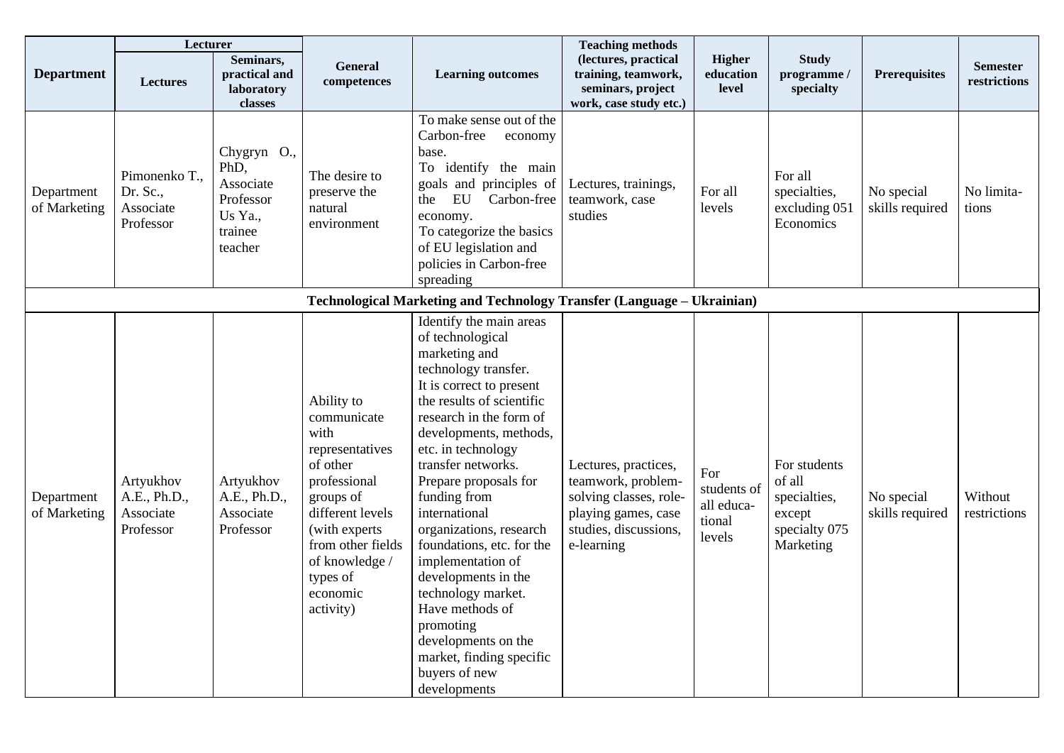| Department | Lecturer | | General competences | Learning outcomes | Teaching methods (lectures, practical training, teamwork, seminars, project work, case study etc.) | Higher education level | Study programme / specialty | Prerequisites | Semester restrictions |
|---|---|---|---|---|---|---|---|---|---|
| | Lectures | Seminars, practical and laboratory classes | | | | | | | |
| Department of Marketing | Pimonenko T., Dr. Sc., Associate Professor | Chygryn O., PhD, Associate Professor Us Ya., trainee teacher | The desire to preserve the natural environment | To make sense out of the Carbon-free economy base. To identify the main goals and principles of the EU Carbon-free economy. To categorize the basics of EU legislation and policies in Carbon-free spreading | Lectures, trainings, teamwork, case studies | For all levels | For all specialties, excluding 051 Economics | No special skills required | No limita-tions |
| **Technological Marketing and Technology Transfer (Language – Ukrainian)** | | | | | | | | | |
| Department of Marketing | Artyukhov A.E., Ph.D., Associate Professor | Artyukhov A.E., Ph.D., Associate Professor | Ability to communicate with representatives of other professional groups of different levels (with experts from other fields of knowledge / types of economic activity) | Identify the main areas of technological marketing and technology transfer. It is correct to present the results of scientific research in the form of developments, methods, etc. in technology transfer networks. Prepare proposals for funding from international organizations, research foundations, etc. for the implementation of developments in the technology market. Have methods of promoting developments on the market, finding specific buyers of new developments | Lectures, practices, teamwork, problem-solving classes, role-playing games, case studies, discussions, e-learning | For students of all educa-tional levels | For students of all specialties, except specialty 075 Marketing | No special skills required | Without restrictions |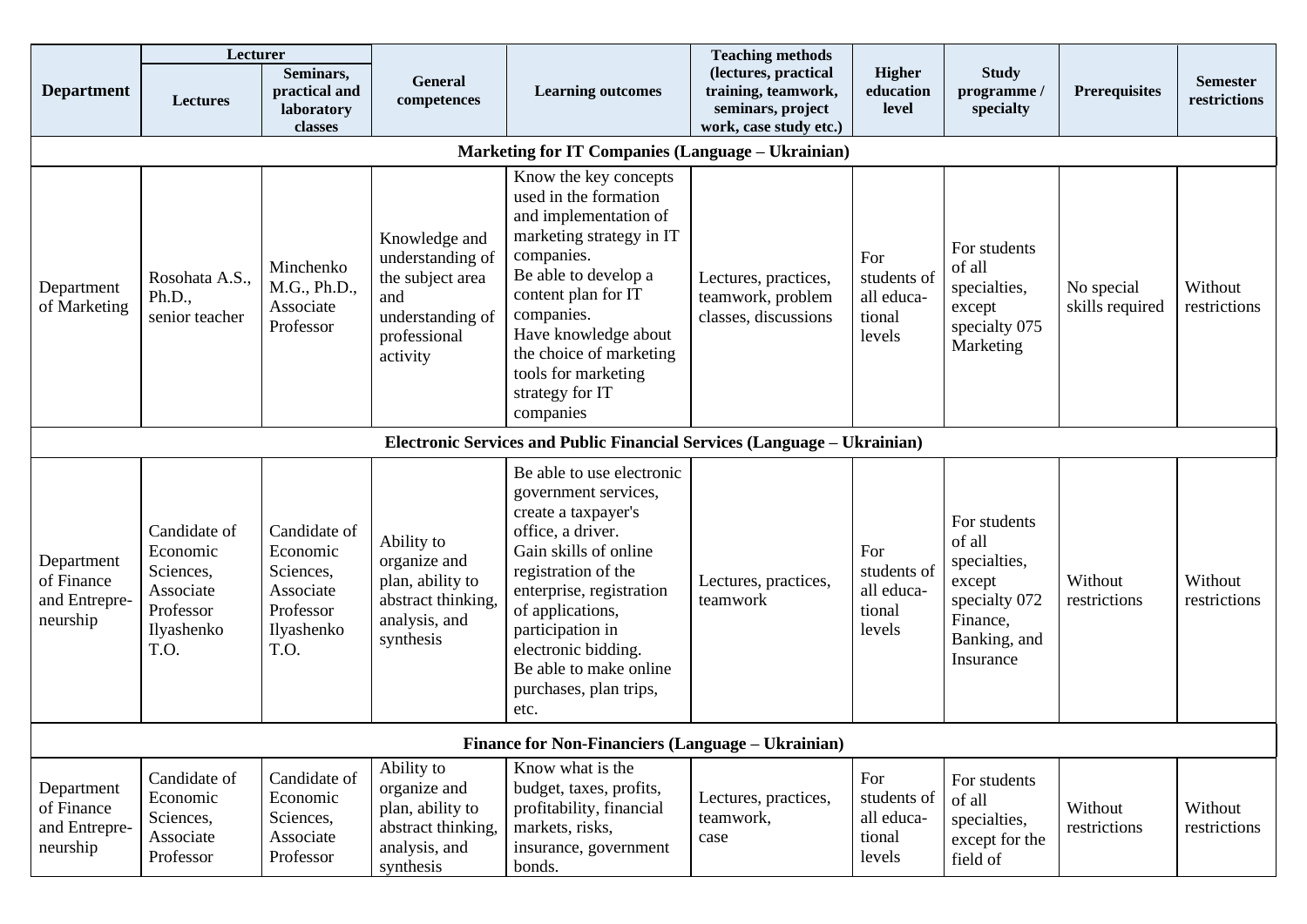| Department | Lecturer | | General competences | Learning outcomes | Teaching methods (lectures, practical training, teamwork, seminars, project work, case study etc.) | Higher education level | Study programme / specialty | Prerequisites | Semester restrictions |
|---|---|---|---|---|---|---|---|---|---|
| | Lectures | Seminars, practical and laboratory classes | | | | | | | |
| **Marketing for IT Companies (Language – Ukrainian)** | | | | | | | | | |
| Department of Marketing | Rosohata A.S., Ph.D., senior teacher | Minchenko M.G., Ph.D., Associate Professor | Knowledge and understanding of the subject area and understanding of professional activity | Know the key concepts used in the formation and implementation of marketing strategy in IT companies. Be able to develop a content plan for IT companies. Have knowledge about the choice of marketing tools for marketing strategy for IT companies | Lectures, practices, teamwork, problem classes, discussions | For students of all educa-tional levels | For students of all specialties, except specialty 075 Marketing | No special skills required | Without restrictions |
| **Electronic Services and Public Financial Services (Language – Ukrainian)** | | | | | | | | | |
| Department of Finance and Entrepre-neurship | Candidate of Economic Sciences, Associate Professor Ilyashenko T.O. | Candidate of Economic Sciences, Associate Professor Ilyashenko T.O. | Ability to organize and plan, ability to abstract thinking, analysis, and synthesis | Be able to use electronic government services, create a taxpayer's office, a driver. Gain skills of online registration of the enterprise, registration of applications, participation in electronic bidding. Be able to make online purchases, plan trips, etc. | Lectures, practices, teamwork | For students of all educa-tional levels | For students of all specialties, except specialty 072 Finance, Banking, and Insurance | Without restrictions | Without restrictions |
| **Finance for Non-Financiers (Language – Ukrainian)** | | | | | | | | | |
| Department of Finance and Entrepre-neurship | Candidate of Economic Sciences, Associate Professor | Candidate of Economic Sciences, Associate Professor | Ability to organize and plan, ability to abstract thinking, analysis, and synthesis | Know what is the budget, taxes, profits, profitability, financial markets, risks, insurance, government bonds. | Lectures, practices, teamwork, case | For students of all educa-tional levels | For students of all specialties, except for the field of | Without restrictions | Without restrictions |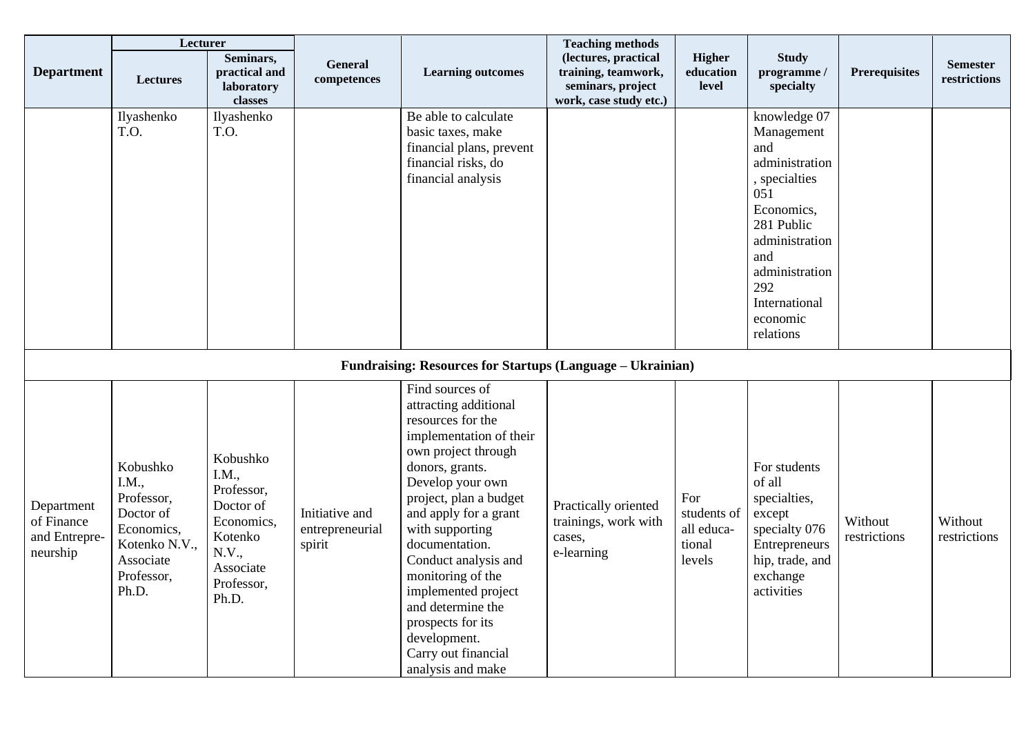| Department | Lecturer | | General competences | Learning outcomes | Teaching methods (lectures, practical training, teamwork, seminars, project work, case study etc.) | Higher education level | Study programme / specialty | Prerequisites | Semester restrictions |
|---|---|---|---|---|---|---|---|---|---|
| | Lectures | Seminars, practical and laboratory classes | | | | | | | |
| | Ilyashenko T.O. | Ilyashenko T.O. | | Be able to calculate basic taxes, make financial plans, prevent financial risks, do financial analysis | | | knowledge 07 Management and administration, specialties 051 Economics, 281 Public administration and administration 292 International economic relations | | |
| **Fundraising: Resources for Startups (Language – Ukrainian)** | | | | | | | | | |
| Department of Finance and Entrepre-neurship | Kobushko I.M., Professor, Doctor of Economics, Kotenko N.V., Associate Professor, Ph.D. | Kobushko I.M., Professor, Doctor of Economics, Kotenko N.V., Associate Professor, Ph.D. | Initiative and entrepreneurial spirit | Find sources of attracting additional resources for the implementation of their own project through donors, grants. Develop your own project, plan a budget and apply for a grant with supporting documentation. Conduct analysis and monitoring of the implemented project and determine the prospects for its development. Carry out financial analysis and make | Practically oriented trainings, work with cases, e-learning | For students of all educa-tional levels | For students of all specialties, except specialty 076 Entrepreneurship, trade, and exchange activities | Without restrictions | Without restrictions |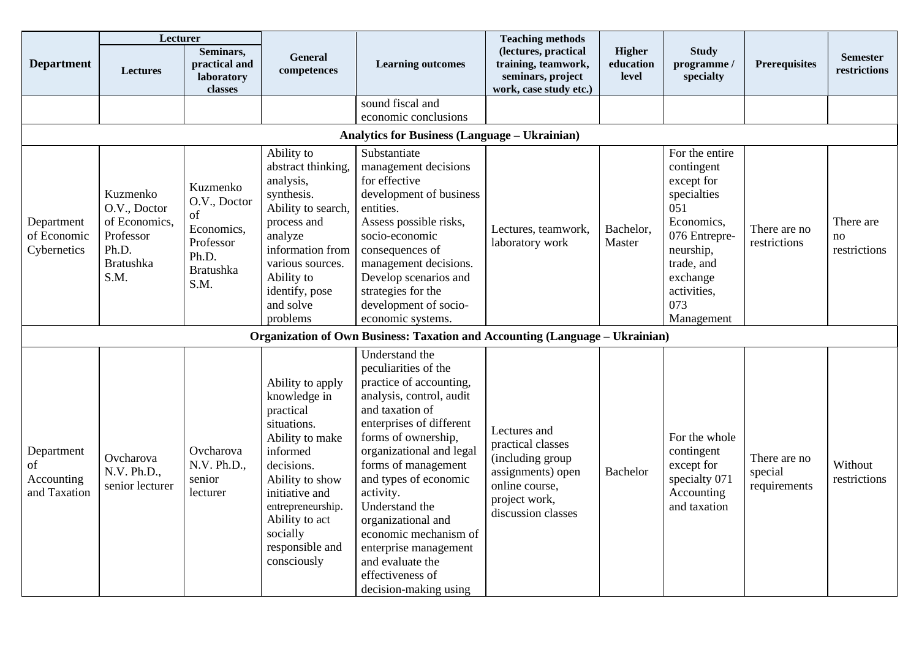| Department | Lecturer | | General competences | Learning outcomes | Teaching methods (lectures, practical training, teamwork, seminars, project work, case study etc.) | Higher education level | Study programme / specialty | Prerequisites | Semester restrictions |
|---|---|---|---|---|---|---|---|---|---|
| | Lectures | Seminars, practical and laboratory classes | | | | | | | |
| | | | | sound fiscal and economic conclusions | | | | | |
| **Analytics for Business (Language – Ukrainian)** | | | | | | | | | |
| Department of Economic Cybernetics | Kuzmenko O.V., Doctor of Economics, Professor Ph.D. Bratushka S.M. | Kuzmenko O.V., Doctor of Economics, Professor Ph.D. Bratushka S.M. | Ability to abstract thinking, analysis, synthesis. Ability to search, process and analyze information from various sources. Ability to identify, pose and solve problems | Substantiate management decisions for effective development of business entities. Assess possible risks, socio-economic consequences of management decisions. Develop scenarios and strategies for the development of socio-economic systems. | Lectures, teamwork, laboratory work | Bachelor, Master | For the entire contingent except for specialties 051 Economics, 076 Entrepreneurship, trade, and exchange activities, 073 Management | There are no restrictions | There are no restrictions |
| **Organization of Own Business: Taxation and Accounting (Language – Ukrainian)** | | | | | | | | | |
| Department of Accounting and Taxation | Ovcharova N.V. Ph.D., senior lecturer | Ovcharova N.V. Ph.D., senior lecturer | Ability to apply knowledge in practical situations. Ability to make informed decisions. Ability to show initiative and entrepreneurship. Ability to act socially responsible and consciously | Understand the peculiarities of the practice of accounting, analysis, control, audit and taxation of enterprises of different forms of ownership, organizational and legal forms of management and types of economic activity. Understand the organizational and economic mechanism of enterprise management and evaluate the effectiveness of decision-making using | Lectures and practical classes (including group assignments) open online course, project work, discussion classes | Bachelor | For the whole contingent except for specialty 071 Accounting and taxation | There are no special requirements | Without restrictions |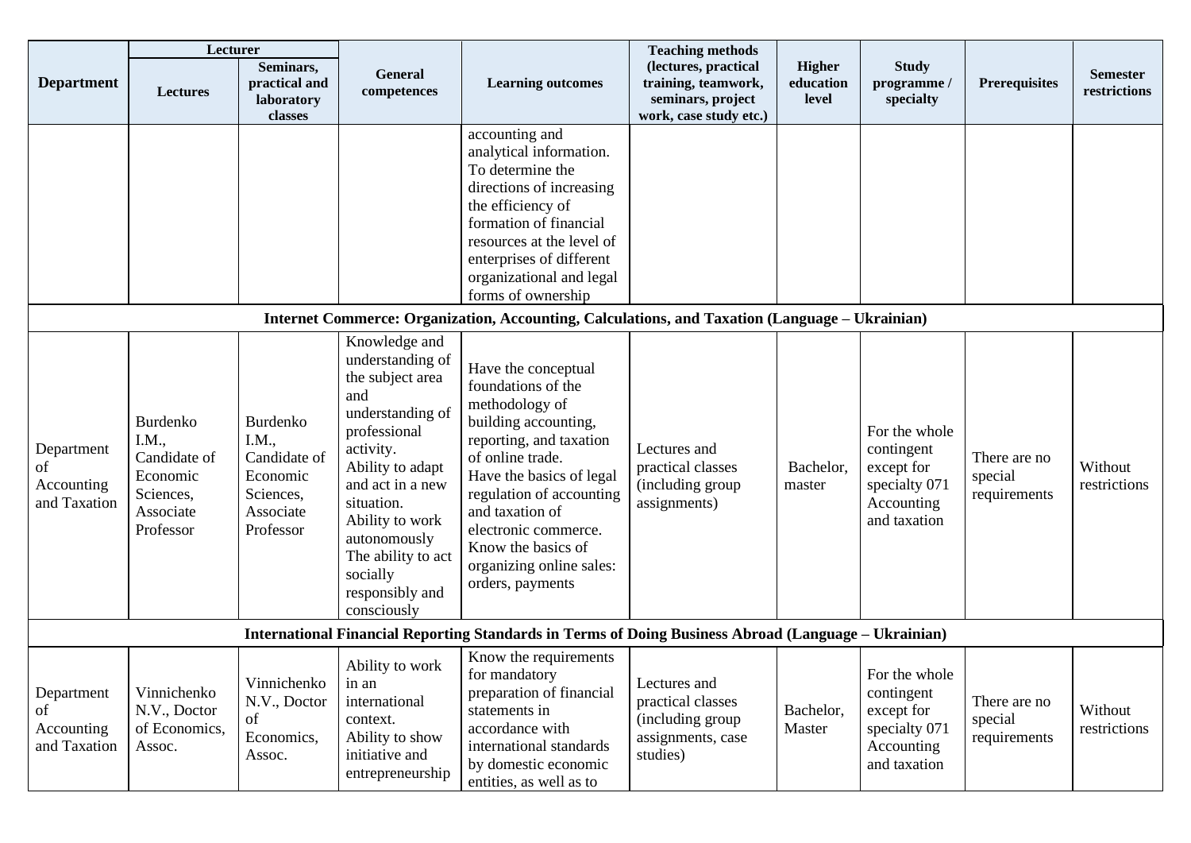| Department | Lecturer | | General competences | Learning outcomes | Teaching methods (lectures, practical training, teamwork, seminars, project work, case study etc.) | Higher education level | Study programme / specialty | Prerequisites | Semester restrictions |
|---|---|---|---|---|---|---|---|---|---|
| | Lectures | Seminars, practical and laboratory classes | | | | | | | |
| | | | | accounting and analytical information. To determine the directions of increasing the efficiency of formation of financial resources at the level of enterprises of different organizational and legal forms of ownership | | | | | |
| **Internet Commerce: Organization, Accounting, Calculations, and Taxation (Language – Ukrainian)** | | | | | | | | | |
| Department of Accounting and Taxation | Burdenko I.M., Candidate of Economic Sciences, Associate Professor | Burdenko I.M., Candidate of Economic Sciences, Associate Professor | Knowledge and understanding of the subject area and understanding of professional activity. Ability to adapt and act in a new situation. Ability to work autonomously The ability to act socially responsibly and consciously | Have the conceptual foundations of the methodology of building accounting, reporting, and taxation of online trade. Have the basics of legal regulation of accounting and taxation of electronic commerce. Know the basics of organizing online sales: orders, payments | Lectures and practical classes (including group assignments) | Bachelor, master | For the whole contingent except for specialty 071 Accounting and taxation | There are no special requirements | Without restrictions |
| **International Financial Reporting Standards in Terms of Doing Business Abroad (Language – Ukrainian)** | | | | | | | | | |
| Department of Accounting and Taxation | Vinnichenko N.V., Doctor of Economics, Assoc. | Vinnichenko N.V., Doctor of Economics, Assoc. | Ability to work in an international context. Ability to show initiative and entrepreneurship | Know the requirements for mandatory preparation of financial statements in accordance with international standards by domestic economic entities, as well as to | Lectures and practical classes (including group assignments, case studies) | Bachelor, Master | For the whole contingent except for specialty 071 Accounting and taxation | There are no special requirements | Without restrictions |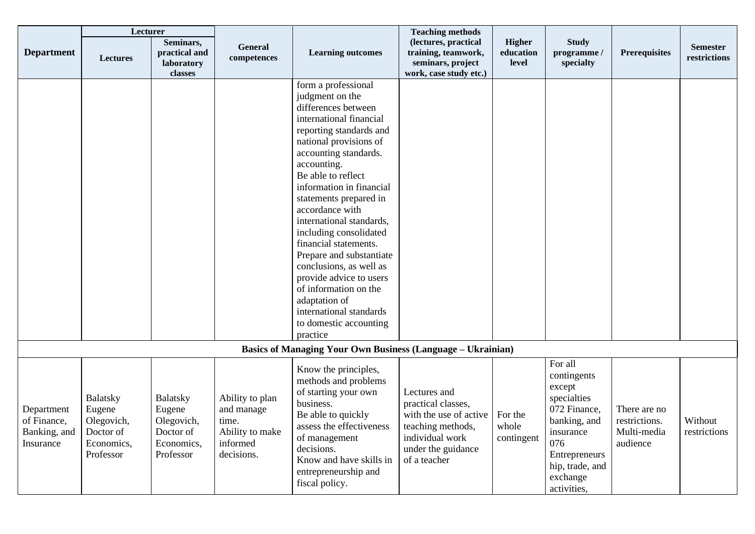| Department | Lecturer | | General competences | Learning outcomes | Teaching methods (lectures, practical training, teamwork, seminars, project work, case study etc.) | Higher education level | Study programme / specialty | Prerequisites | Semester restrictions |
|---|---|---|---|---|---|---|---|---|---|
| | Lectures | Seminars, practical and laboratory classes | | | | | | | |
| | | | | form a professional judgment on the differences between international financial reporting standards and national provisions of accounting standards. accounting.<br>Be able to reflect information in financial statements prepared in accordance with international standards, including consolidated financial statements.<br>Prepare and substantiate conclusions, as well as provide advice to users of information on the adaptation of international standards to domestic accounting practice | | | | | |
| **Basics of Managing Your Own Business (Language – Ukrainian)** | | | | | | | | | |
| Department of Finance, Banking, and Insurance | Balatsky Eugene Olegovich, Doctor of Economics, Professor | Balatsky Eugene Olegovich, Doctor of Economics, Professor | Ability to plan and manage time.<br>Ability to make informed decisions. | Know the principles, methods and problems of starting your own business.<br>Be able to quickly assess the effectiveness of management decisions.<br>Know and have skills in entrepreneurship and fiscal policy. | Lectures and practical classes, with the use of active teaching methods, individual work under the guidance of a teacher | For the whole contingent | For all contingents except specialties 072 Finance, banking, and insurance 076 Entrepreneurship, trade, and exchange activities, | There are no restrictions. Multi-media audience | Without restrictions |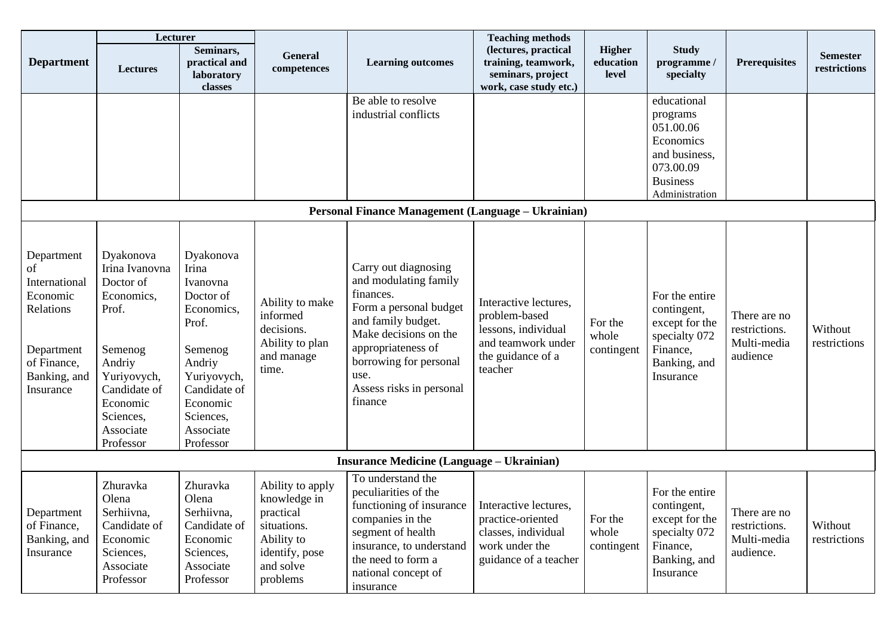| Department | Lecturer | | General competences | Learning outcomes | Teaching methods (lectures, practical training, teamwork, seminars, project work, case study etc.) | Higher education level | Study programme / specialty | Prerequisites | Semester restrictions |
|---|---|---|---|---|---|---|---|---|---|
| | Lectures | Seminars, practical and laboratory classes | | | | | | | |
| | | | | Be able to resolve industrial conflicts | | | educational programs 051.00.06 Economics and business, 073.00.09 Business Administration | | |
| **Personal Finance Management (Language – Ukrainian)** | | | | | | | | | |
| Department of International Economic Relations<br><br>Department of Finance, Banking, and Insurance | Dyakonova Irina Ivanovna Doctor of Economics, Prof.<br><br>Semenog Andriy Yuriyovych, Candidate of Economic Sciences, Associate Professor | Dyakonova Irina Ivanovna Doctor of Economics, Prof.<br><br>Semenog Andriy Yuriyovych, Candidate of Economic Sciences, Associate Professor | Ability to make informed decisions. Ability to plan and manage time. | Carry out diagnosing and modulating family finances. Form a personal budget and family budget. Make decisions on the appropriateness of borrowing for personal use. Assess risks in personal finance | Interactive lectures, problem-based lessons, individual and teamwork under the guidance of a teacher | For the whole contingent | For the entire contingent, except for the specialty 072 Finance, Banking, and Insurance | There are no restrictions. Multi-media audience | Without restrictions |
| **Insurance Medicine (Language – Ukrainian)** | | | | | | | | | |
| Department of Finance, Banking, and Insurance | Zhuravka Olena Serhiivna, Candidate of Economic Sciences, Associate Professor | Zhuravka Olena Serhiivna, Candidate of Economic Sciences, Associate Professor | Ability to apply knowledge in practical situations. Ability to identify, pose and solve problems | To understand the peculiarities of the functioning of insurance companies in the segment of health insurance, to understand the need to form a national concept of insurance | Interactive lectures, practice-oriented classes, individual work under the guidance of a teacher | For the whole contingent | For the entire contingent, except for the specialty 072 Finance, Banking, and Insurance | There are no restrictions. Multi-media audience. | Without restrictions |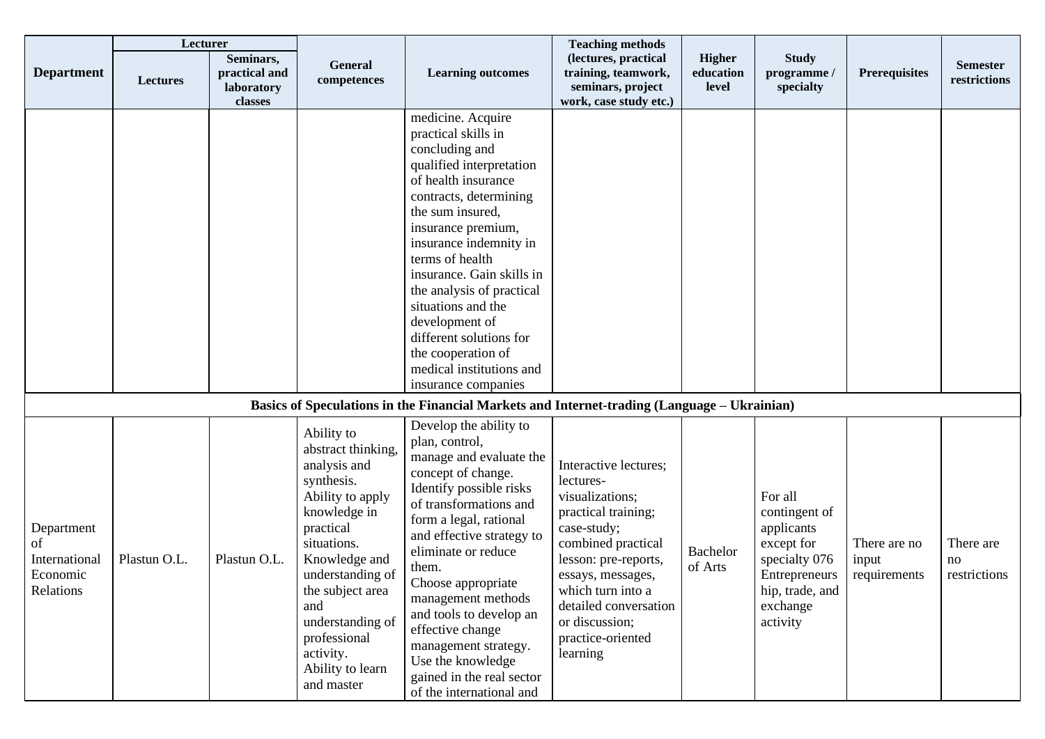| Department | Lecturer | | General competences | Learning outcomes | Teaching methods (lectures, practical training, teamwork, seminars, project work, case study etc.) | Higher education level | Study programme / specialty | Prerequisites | Semester restrictions |
|---|---|---|---|---|---|---|---|---|---|
| | Lectures | Seminars, practical and laboratory classes | | | | | | | |
| | | | | medicine. Acquire practical skills in concluding and qualified interpretation of health insurance contracts, determining the sum insured, insurance premium, insurance indemnity in terms of health insurance. Gain skills in the analysis of practical situations and the development of different solutions for the cooperation of medical institutions and insurance companies | | | | | |
| **Basics of Speculations in the Financial Markets and Internet-trading (Language – Ukrainian)** | | | | | | | | | |
| Department of International Economic Relations | Plastun O.L. | Plastun O.L. | Ability to abstract thinking, analysis and synthesis. Ability to apply knowledge in practical situations. Knowledge and understanding of the subject area and understanding of professional activity. Ability to learn and master | Develop the ability to plan, control, manage and evaluate the concept of change. Identify possible risks of transformations and form a legal, rational and effective strategy to eliminate or reduce them. Choose appropriate management methods and tools to develop an effective change management strategy. Use the knowledge gained in the real sector of the international and | Interactive lectures; lectures-visualizations; practical training; case-study; combined practical lesson: pre-reports, essays, messages, which turn into a detailed conversation or discussion; practice-oriented learning | Bachelor of Arts | For all contingent of applicants except for specialty 076 Entrepreneurship, trade, and exchange activity | There are no input requirements | There are no restrictions |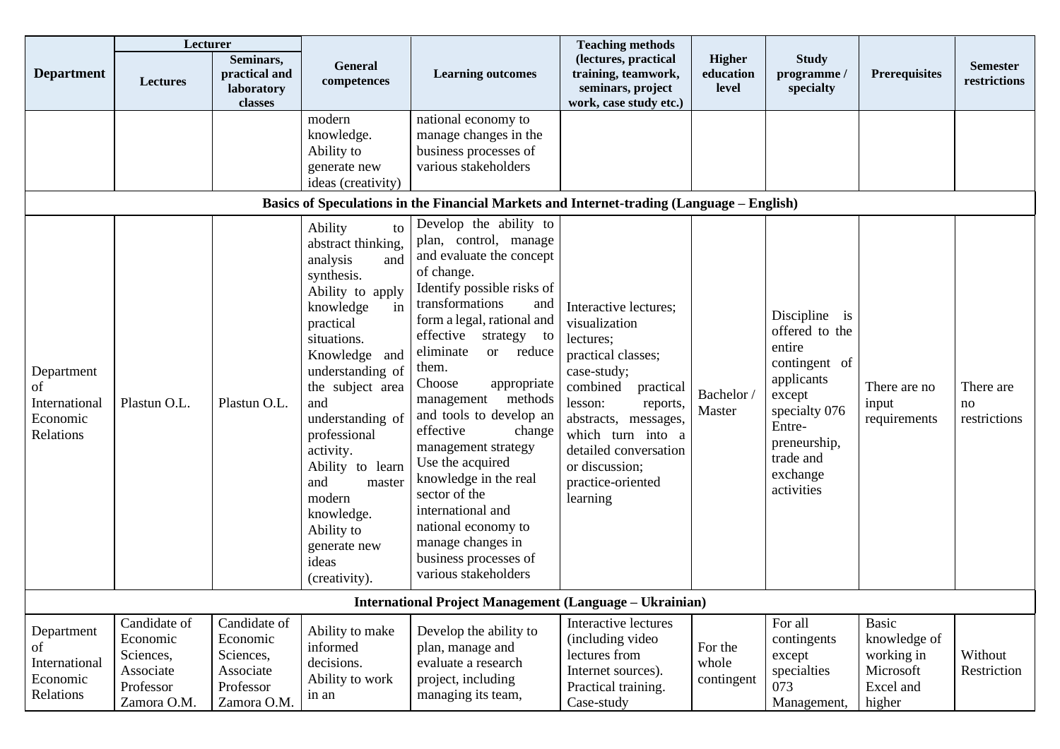| Department | Lecturer | | General competences | Learning outcomes | Teaching methods (lectures, practical training, teamwork, seminars, project work, case study etc.) | Higher education level | Study programme / specialty | Prerequisites | Semester restrictions |
|---|---|---|---|---|---|---|---|---|---|
| | Lectures | Seminars, practical and laboratory classes | | | | | | | |
| | | | modern knowledge. Ability to generate new ideas (creativity) | national economy to manage changes in the business processes of various stakeholders | | | | | |
| **Basics of Speculations in the Financial Markets and Internet-trading (Language – English)** | | | | | | | | | |
| Department of International Economic Relations | Plastun O.L. | Plastun O.L. | Ability to abstract thinking, analysis and synthesis. Ability to apply knowledge in practical situations. Knowledge and understanding of the subject area and understanding of professional activity. Ability to learn and master modern knowledge. Ability to generate new ideas (creativity). | Develop the ability to plan, control, manage and evaluate the concept of change. Identify possible risks of transformations and form a legal, rational and effective strategy to eliminate or reduce them. Choose appropriate management methods and tools to develop an effective change management strategy Use the acquired knowledge in the real sector of the international and national economy to manage changes in business processes of various stakeholders | Interactive lectures; visualization lectures; practical classes; case-study; combined practical lesson: reports, abstracts, messages, which turn into a detailed conversation or discussion; practice-oriented learning | Bachelor / Master | Discipline is offered to the entire contingent of applicants except specialty 076 Entre-preneurship, trade and exchange activities | There are no input requirements | There are no restrictions |
| **International Project Management (Language – Ukrainian)** | | | | | | | | | |
| Department of International Economic Relations | Candidate of Economic Sciences, Associate Professor Zamora O.M. | Candidate of Economic Sciences, Associate Professor Zamora O.M. | Ability to make informed decisions. Ability to work in an | Develop the ability to plan, manage and evaluate a research project, including managing its team, | Interactive lectures (including video lectures from Internet sources). Practical training. Case-study | For the whole contingent | For all contingents except specialties 073 Management, | Basic knowledge of working in Microsoft Excel and higher | Without Restriction |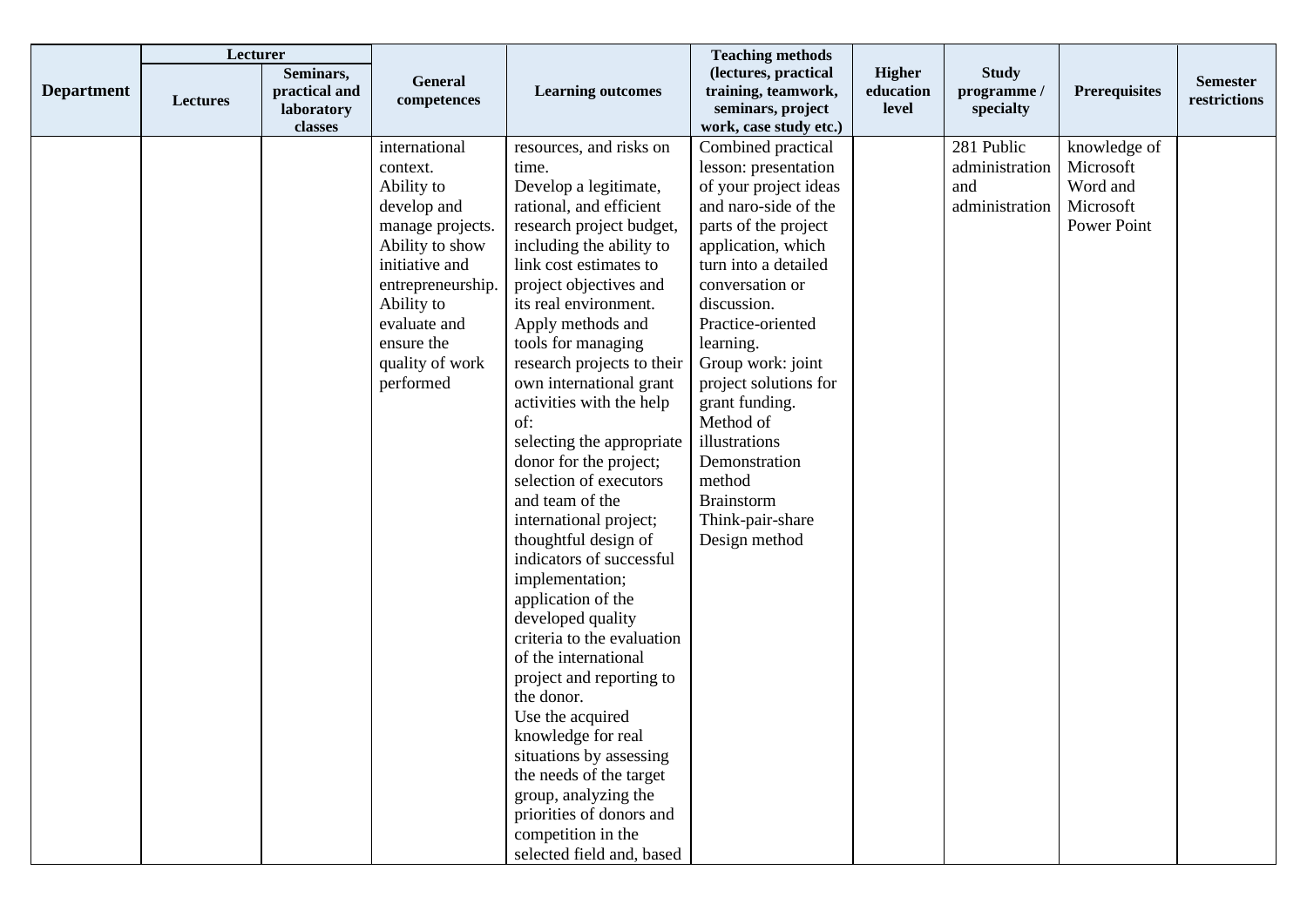| Department | Lecturer | | General competences | Learning outcomes | Teaching methods (lectures, practical training, teamwork, seminars, project work, case study etc.) | Higher education level | Study programme / specialty | Prerequisites | Semester restrictions |
|---|---|---|---|---|---|---|---|---|---|
| | Lectures | Seminars, practical and laboratory classes | | | | | | | |
| | | | international context.<br>Ability to develop and manage projects.<br>Ability to show initiative and entrepreneurship.<br>Ability to evaluate and ensure the quality of work performed | resources, and risks on time.<br>Develop a legitimate, rational, and efficient research project budget, including the ability to link cost estimates to project objectives and its real environment.<br>Apply methods and tools for managing research projects to their own international grant activities with the help of:<br>selecting the appropriate donor for the project;<br>selection of executors and team of the international project;<br>thoughtful design of indicators of successful implementation;<br>application of the developed quality criteria to the evaluation of the international project and reporting to the donor.<br>Use the acquired knowledge for real situations by assessing the needs of the target group, analyzing the priorities of donors and competition in the selected field and, based | Combined practical lesson: presentation of your project ideas and naro-side of the parts of the project application, which turn into a detailed conversation or discussion.<br>Practice-oriented learning.<br>Group work: joint project solutions for grant funding.<br>Method of illustrations<br>Demonstration method<br>Brainstorm<br>Think-pair-share<br>Design method | | 281 Public administration and administration | knowledge of Microsoft Word and Microsoft Power Point | |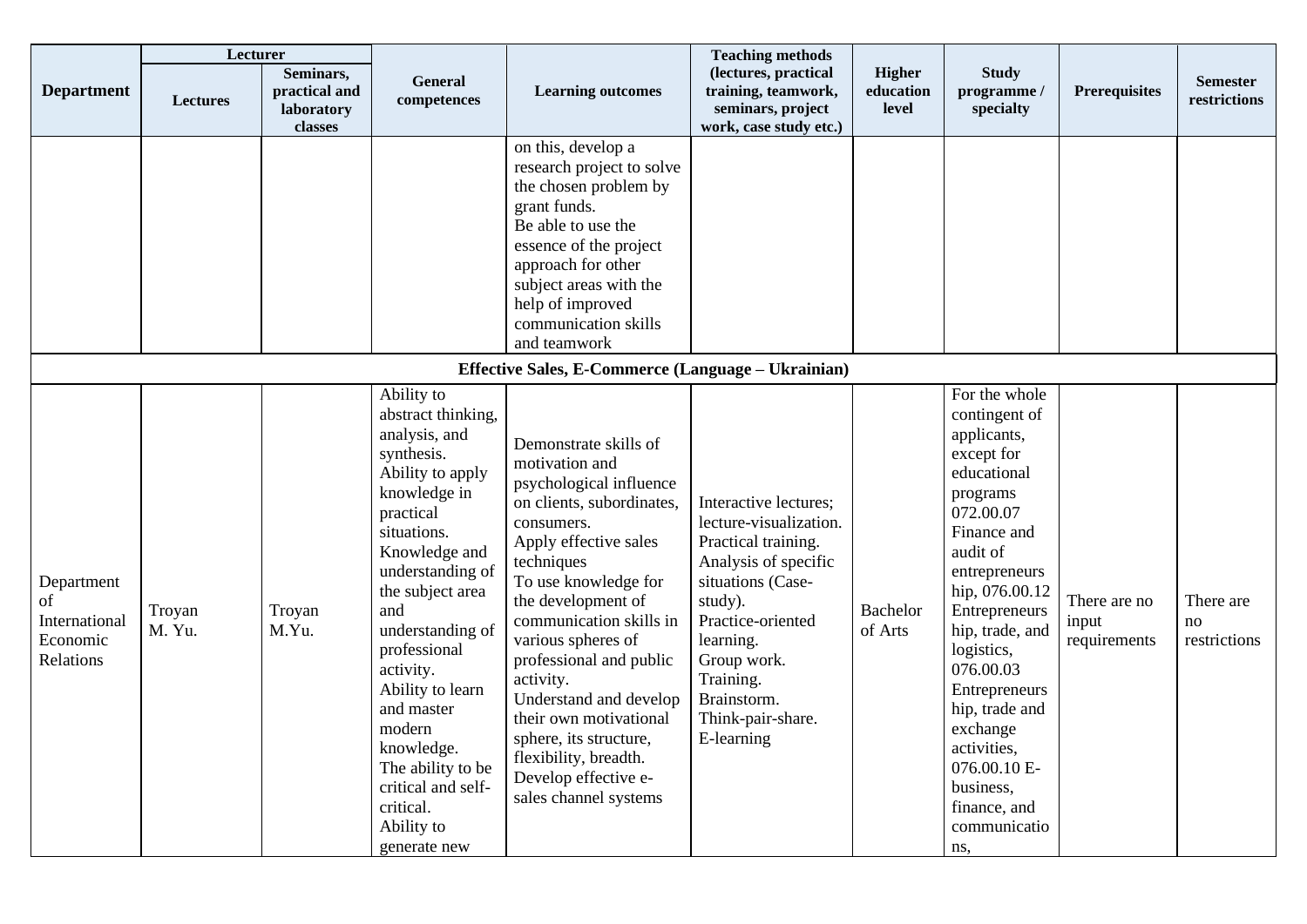| Department | Lecturer | | General competences | Learning outcomes | Teaching methods (lectures, practical training, teamwork, seminars, project work, case study etc.) | Higher education level | Study programme / specialty | Prerequisites | Semester restrictions |
|---|---|---|---|---|---|---|---|---|---|
| | Lectures | Seminars, practical and laboratory classes | | | | | | | |
| | | | | on this, develop a research project to solve the chosen problem by grant funds. Be able to use the essence of the project approach for other subject areas with the help of improved communication skills and teamwork | | | | | |
| **Effective Sales, E-Commerce (Language – Ukrainian)** | | | | | | | | | |
| Department of International Economic Relations | Troyan M. Yu. | Troyan M.Yu. | Ability to abstract thinking, analysis, and synthesis. Ability to apply knowledge in practical situations. Knowledge and understanding of the subject area and understanding of professional activity. Ability to learn and master modern knowledge. The ability to be critical and self-critical. Ability to generate new | Demonstrate skills of motivation and psychological influence on clients, subordinates, consumers. Apply effective sales techniques To use knowledge for the development of communication skills in various spheres of professional and public activity. Understand and develop their own motivational sphere, its structure, flexibility, breadth. Develop effective e-sales channel systems | Interactive lectures; lecture-visualization. Practical training. Analysis of specific situations (Case-study). Practice-oriented learning. Group work. Training. Brainstorm. Think-pair-share. E-learning | Bachelor of Arts | For the whole contingent of applicants, except for educational programs 072.00.07 Finance and audit of entrepreneurship, 076.00.12 Entrepreneurship, trade, and logistics, 076.00.03 Entrepreneurship, trade and exchange activities, 076.00.10 E-business, finance, and communications, | There are no input requirements | There are no restrictions |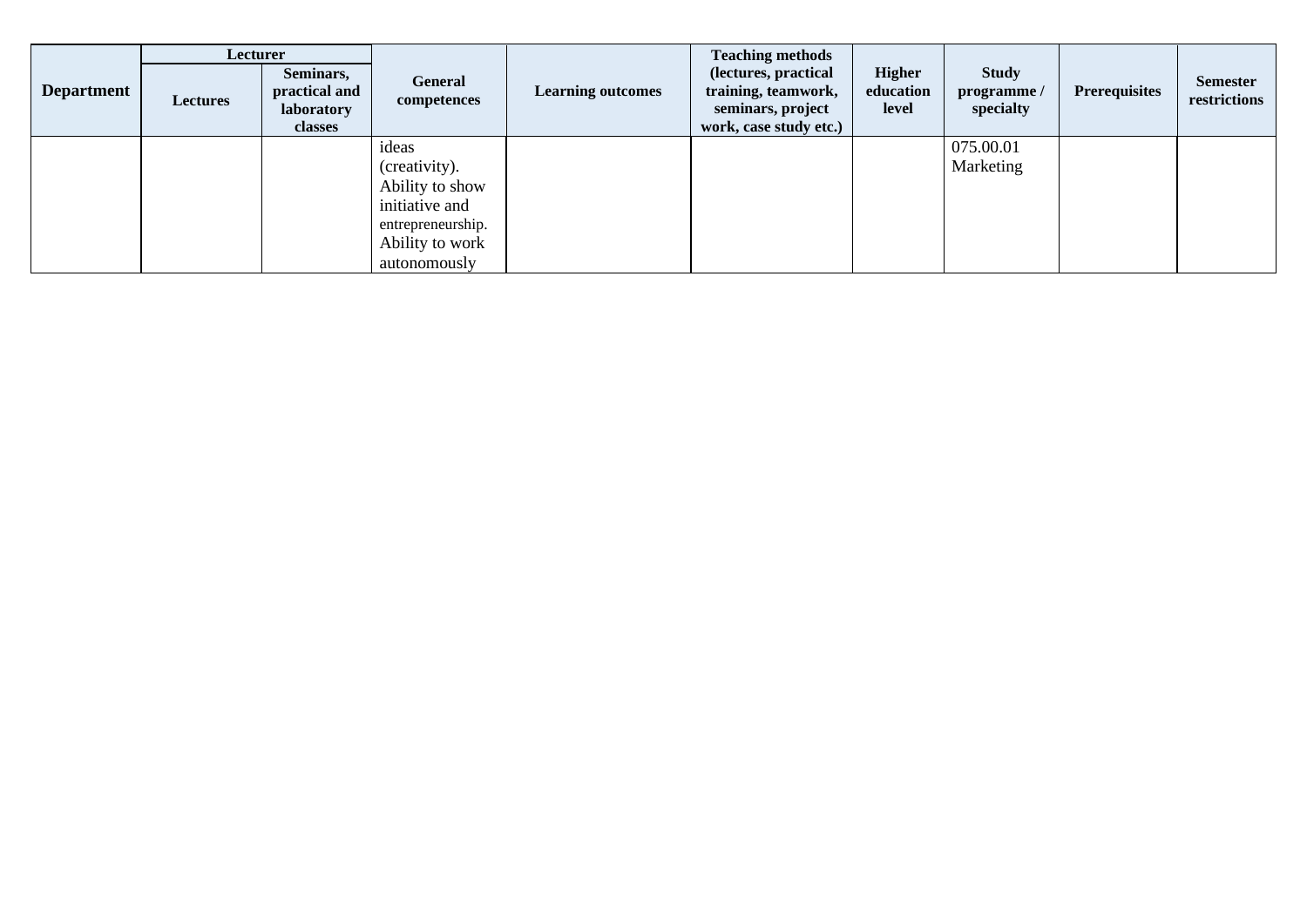| Department | Lecturer | | General competences | Learning outcomes | Teaching methods (lectures, practical training, teamwork, seminars, project work, case study etc.) | Higher education level | Study programme / specialty | Prerequisites | Semester restrictions |
|---|---|---|---|---|---|---|---|---|---|
| | Lectures | Seminars, practical and laboratory classes | | | | | | | |
| | | | ideas (creativity). Ability to show initiative and entrepreneurship. Ability to work autonomously | | | | 075.00.01 Marketing | | |